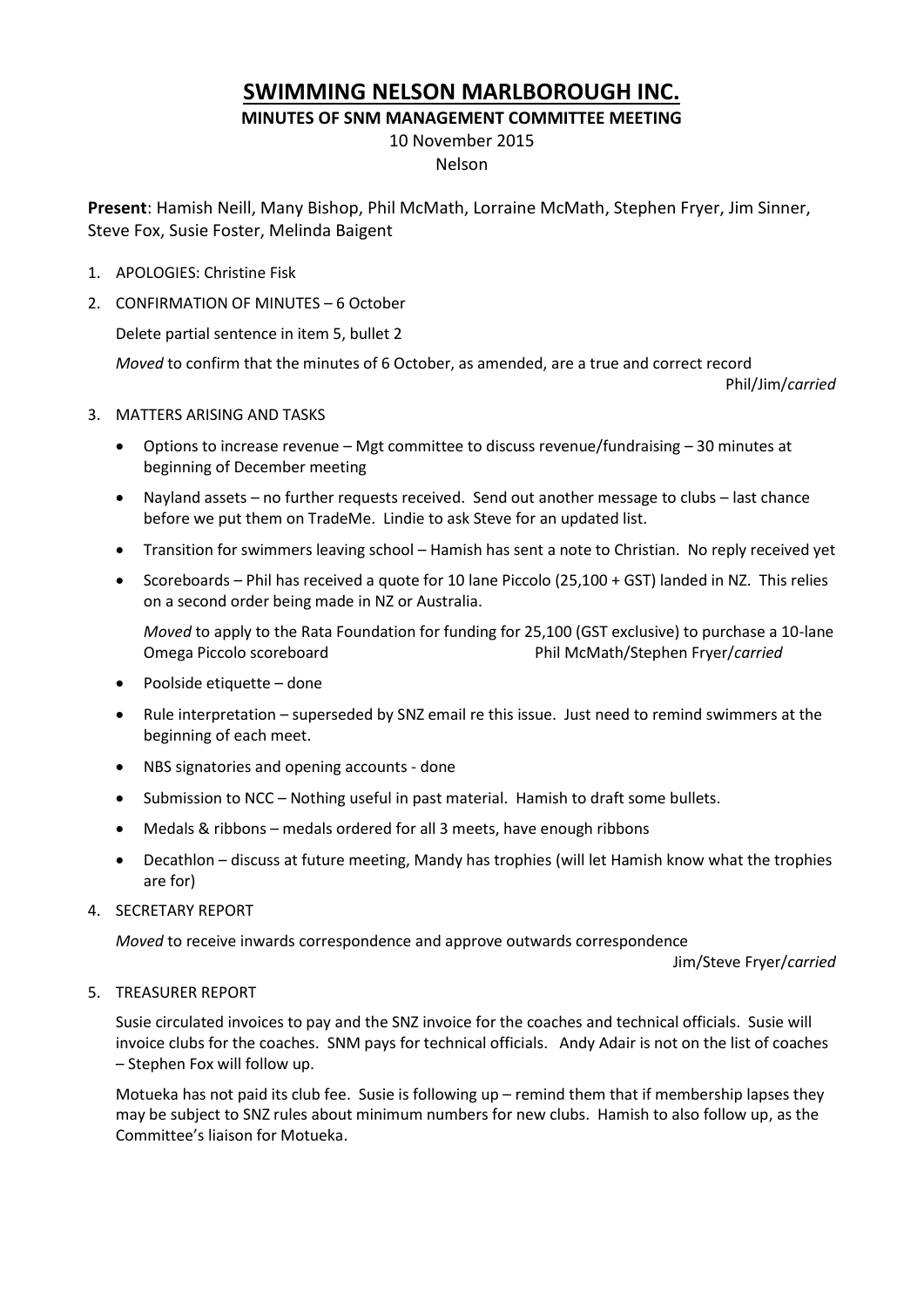# SWIMMING NELSON MARLBOROUGH INC.

**MINUTES OF SNM MANAGEMENT COMMITTEE MEETING**

10 November 2015

Nelson

**Present**: Hamish Neill, Many Bishop, Phil McMath, Lorraine McMath, Stephen Fryer, Jim Sinner, Steve Fox, Susie Foster, Melinda Baigent

1. APOLOGIES: Christine Fisk
2. CONFIRMATION OF MINUTES – 6 October

   Delete partial sentence in item 5, bullet 2

   *Moved* to confirm that the minutes of 6 October, as amended, are a true and correct record

   Phil/Jim/*carried*

3. MATTERS ARISING AND TASKS
   - Options to increase revenue – Mgt committee to discuss revenue/fundraising – 30 minutes at beginning of December meeting
   - Nayland assets – no further requests received. Send out another message to clubs – last chance before we put them on TradeMe. Lindie to ask Steve for an updated list.
   - Transition for swimmers leaving school – Hamish has sent a note to Christian. No reply received yet
   - Scoreboards – Phil has received a quote for 10 lane Piccolo (25,100 + GST) landed in NZ. This relies on a second order being made in NZ or Australia.

     *Moved* to apply to the Rata Foundation for funding for 25,100 (GST exclusive) to purchase a 10-lane Omega Piccolo scoreboard Phil McMath/Stephen Fryer/*carried*
   - Poolside etiquette – done
   - Rule interpretation – superseded by SNZ email re this issue. Just need to remind swimmers at the beginning of each meet.
   - NBS signatories and opening accounts - done
   - Submission to NCC – Nothing useful in past material. Hamish to draft some bullets.
   - Medals & ribbons – medals ordered for all 3 meets, have enough ribbons
   - Decathlon – discuss at future meeting, Mandy has trophies (will let Hamish know what the trophies are for)
4. SECRETARY REPORT

   *Moved* to receive inwards correspondence and approve outwards correspondence

   Jim/Steve Fryer/*carried*

5. TREASURER REPORT

   Susie circulated invoices to pay and the SNZ invoice for the coaches and technical officials. Susie will invoice clubs for the coaches. SNM pays for technical officials. Andy Adair is not on the list of coaches – Stephen Fox will follow up.

   Motueka has not paid its club fee. Susie is following up – remind them that if membership lapses they may be subject to SNZ rules about minimum numbers for new clubs. Hamish to also follow up, as the Committee's liaison for Motueka.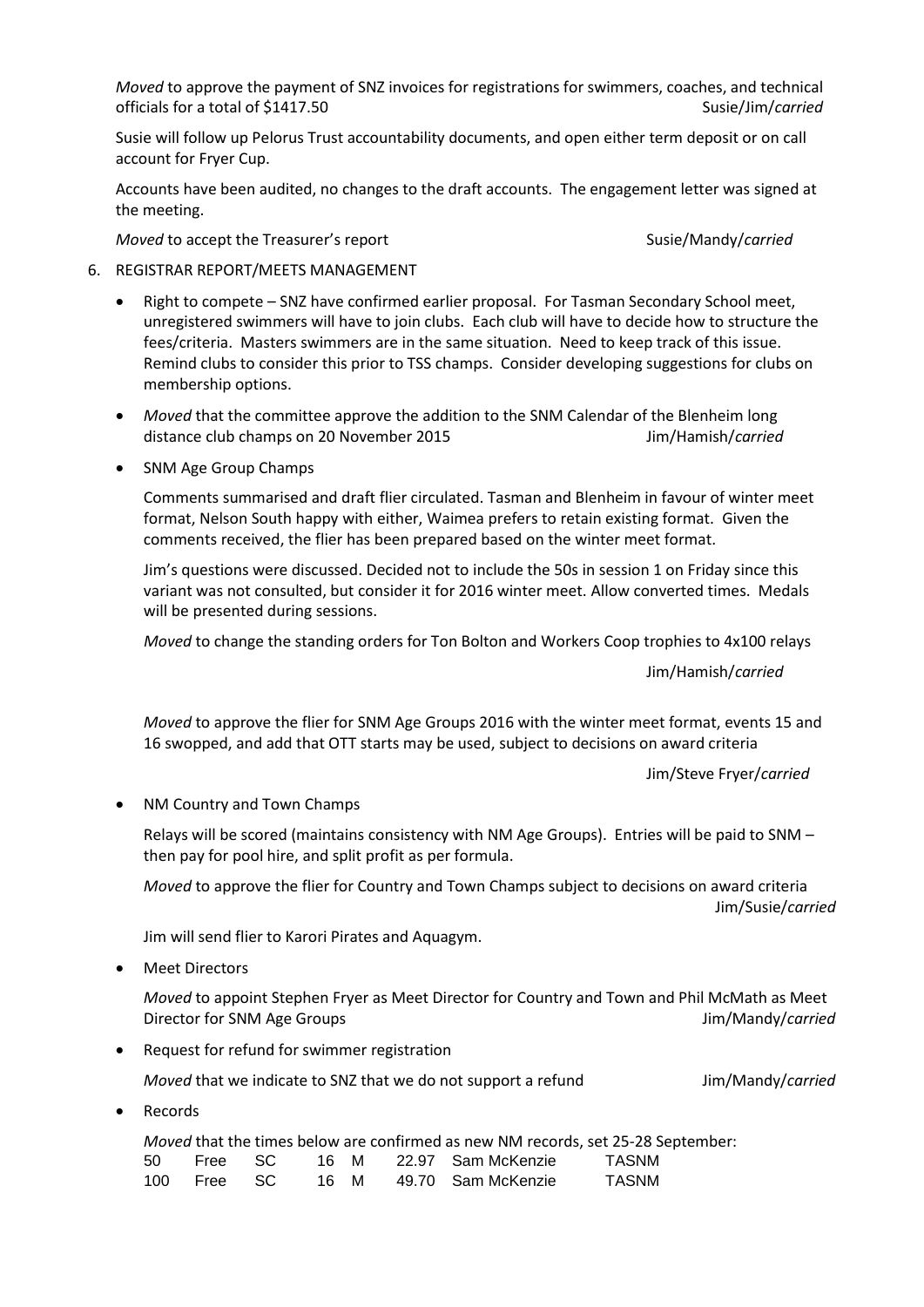*Moved* to approve the payment of SNZ invoices for registrations for swimmers, coaches, and technical officials for a total of $1417.50 Susie/Jim/*carried*

Susie will follow up Pelorus Trust accountability documents, and open either term deposit or on call account for Fryer Cup.

Accounts have been audited, no changes to the draft accounts. The engagement letter was signed at the meeting.

*Moved* to accept the Treasurer's report Susie/Mandy/*carried*

6. REGISTRAR REPORT/MEETS MANAGEMENT

- Right to compete – SNZ have confirmed earlier proposal. For Tasman Secondary School meet, unregistered swimmers will have to join clubs. Each club will have to decide how to structure the fees/criteria. Masters swimmers are in the same situation. Need to keep track of this issue. Remind clubs to consider this prior to TSS champs. Consider developing suggestions for clubs on membership options.

- *Moved* that the committee approve the addition to the SNM Calendar of the Blenheim long distance club champs on 20 November 2015 Jim/Hamish/*carried*

- SNM Age Group Champs

  Comments summarised and draft flier circulated. Tasman and Blenheim in favour of winter meet format, Nelson South happy with either, Waimea prefers to retain existing format. Given the comments received, the flier has been prepared based on the winter meet format.

  Jim's questions were discussed. Decided not to include the 50s in session 1 on Friday since this variant was not consulted, but consider it for 2016 winter meet. Allow converted times. Medals will be presented during sessions.

  *Moved* to change the standing orders for Ton Bolton and Workers Coop trophies to 4x100 relays

  Jim/Hamish/*carried*

  *Moved* to approve the flier for SNM Age Groups 2016 with the winter meet format, events 15 and 16 swopped, and add that OTT starts may be used, subject to decisions on award criteria

  Jim/Steve Fryer/*carried*

- NM Country and Town Champs

  Relays will be scored (maintains consistency with NM Age Groups). Entries will be paid to SNM – then pay for pool hire, and split profit as per formula.

  *Moved* to approve the flier for Country and Town Champs subject to decisions on award criteria Jim/Susie/*carried*

  Jim will send flier to Karori Pirates and Aquagym.

- Meet Directors

  *Moved* to appoint Stephen Fryer as Meet Director for Country and Town and Phil McMath as Meet Director for SNM Age Groups Jim/Mandy/*carried*

- Request for refund for swimmer registration

  *Moved* that we indicate to SNZ that we do not support a refund Jim/Mandy/*carried*

- Records

  *Moved* that the times below are confirmed as new NM records, set 25-28 September:

| | | | | | | | |
|---|---|---|---|---|---|---|---|
| 50 | Free | SC | 16 | M | 22.97 | Sam McKenzie | TASNM |
| 100 | Free | SC | 16 | M | 49.70 | Sam McKenzie | TASNM |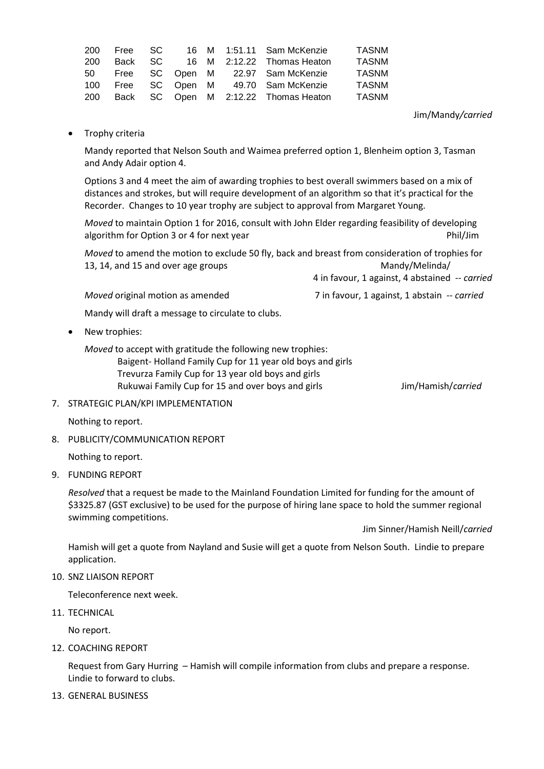| 200 | Free | SC | 16 | M | 1:51.11 | Sam McKenzie | TASNM |
|---|---|---|---|---|---|---|---|
| 200 | Back | SC | 16 | M | 2:12.22 | Thomas Heaton | TASNM |
| 50 | Free | SC | Open | M | 22.97 | Sam McKenzie | TASNM |
| 100 | Free | SC | Open | M | 49.70 | Sam McKenzie | TASNM |
| 200 | Back | SC | Open | M | 2:12.22 | Thomas Heaton | TASNM |

Jim/Mandy/*carried*

- Trophy criteria

  Mandy reported that Nelson South and Waimea preferred option 1, Blenheim option 3, Tasman and Andy Adair option 4.

  Options 3 and 4 meet the aim of awarding trophies to best overall swimmers based on a mix of distances and strokes, but will require development of an algorithm so that it's practical for the Recorder. Changes to 10 year trophy are subject to approval from Margaret Young.

  *Moved* to maintain Option 1 for 2016, consult with John Elder regarding feasibility of developing algorithm for Option 3 or 4 for next year — Phil/Jim

  *Moved* to amend the motion to exclude 50 fly, back and breast from consideration of trophies for 13, 14, and 15 and over age groups — Mandy/Melinda/
  4 in favour, 1 against, 4 abstained -- *carried*

  *Moved* original motion as amended — 7 in favour, 1 against, 1 abstain -- *carried*

  Mandy will draft a message to circulate to clubs.

- New trophies:

  *Moved* to accept with gratitude the following new trophies:
  Baigent- Holland Family Cup for 11 year old boys and girls
  Trevurza Family Cup for 13 year old boys and girls
  Rukuwai Family Cup for 15 and over boys and girls — Jim/Hamish/*carried*

7. STRATEGIC PLAN/KPI IMPLEMENTATION

   Nothing to report.

8. PUBLICITY/COMMUNICATION REPORT

   Nothing to report.

9. FUNDING REPORT

   *Resolved* that a request be made to the Mainland Foundation Limited for funding for the amount of $3325.87 (GST exclusive) to be used for the purpose of hiring lane space to hold the summer regional swimming competitions.

   Jim Sinner/Hamish Neill/*carried*

   Hamish will get a quote from Nayland and Susie will get a quote from Nelson South. Lindie to prepare application.

10. SNZ LIAISON REPORT

    Teleconference next week.

11. TECHNICAL

    No report.

12. COACHING REPORT

    Request from Gary Hurring – Hamish will compile information from clubs and prepare a response. Lindie to forward to clubs.

13. GENERAL BUSINESS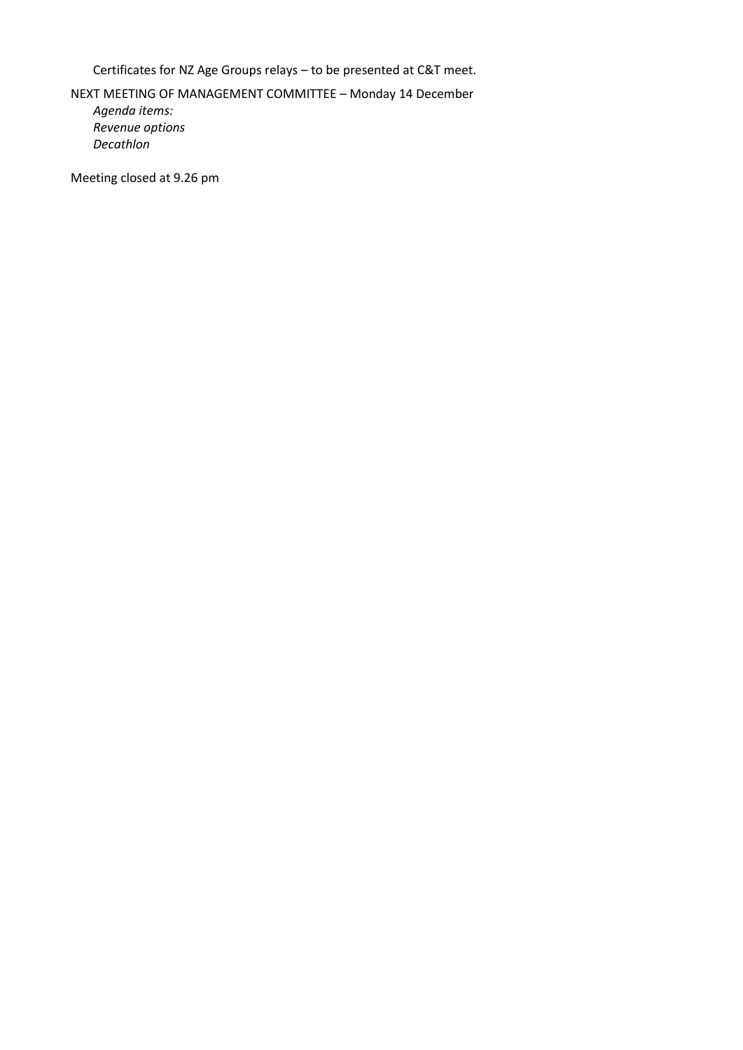Certificates for NZ Age Groups relays – to be presented at C&T meet.

NEXT MEETING OF MANAGEMENT COMMITTEE – Monday 14 December

*Agenda items:*
*Revenue options*
*Decathlon*

Meeting closed at 9.26 pm